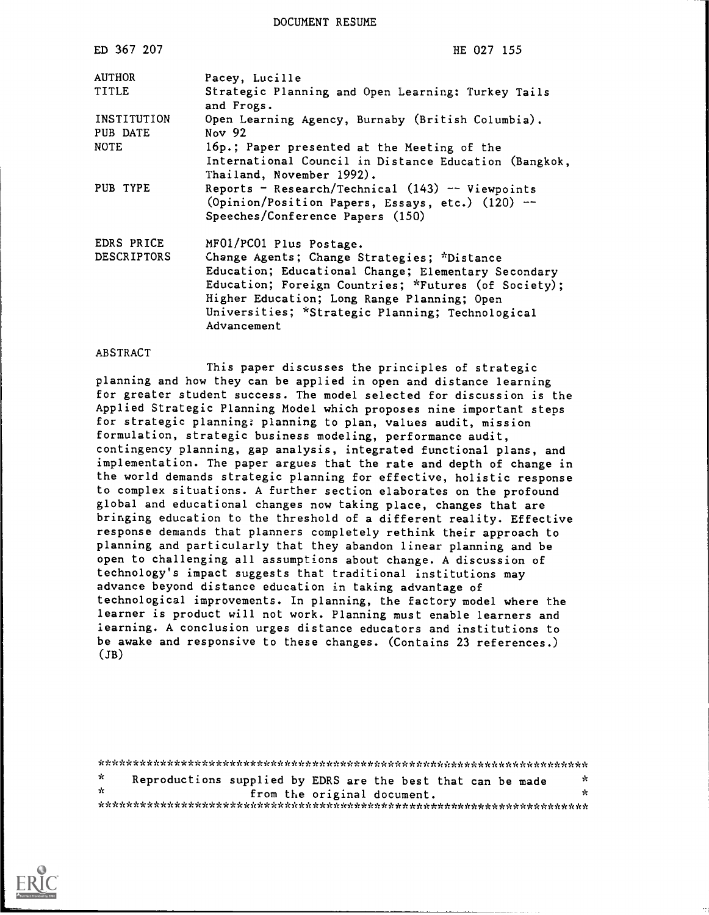DOCUMENT RESUME

| ED 367 207 | HE 027 155 |
|---|---|
| AUTHOR | Pacey, Lucille |
| TITLE | Strategic Planning and Open Learning: Turkey Tails and Frogs. |
| INSTITUTION | Open Learning Agency, Burnaby (British Columbia). |
| PUB DATE | Nov 92 |
| NOTE | 16p.; Paper presented at the Meeting of the International Council in Distance Education (Bangkok, Thailand, November 1992). |
| PUB TYPE | Reports - Research/Technical (143) -- Viewpoints (Opinion/Position Papers, Essays, etc.) (120) -- Speeches/Conference Papers (150) |
| EDRS PRICE | MF01/PC01 Plus Postage. |
| DESCRIPTORS | Change Agents; Change Strategies; *Distance Education; Educational Change; Elementary Secondary Education; Foreign Countries; *Futures (of Society); Higher Education; Long Range Planning; Open Universities; *Strategic Planning; Technological Advancement |

## ABSTRACT

This paper discusses the principles of strategic planning and how they can be applied in open and distance learning for greater student success. The model selected for discussion is the Applied Strategic Planning Model which proposes nine important steps for strategic planning: planning to plan, values audit, mission formulation, strategic business modeling, performance audit, contingency planning, gap analysis, integrated functional plans, and implementation. The paper argues that the rate and depth of change in the world demands strategic planning for effective, holistic response to complex situations. A further section elaborates on the profound global and educational changes now taking place, changes that are bringing education to the threshold of a different reality. Effective response demands that planners completely rethink their approach to planning and particularly that they abandon linear planning and be open to challenging all assumptions about change. A discussion of technology's impact suggests that traditional institutions may advance beyond distance education in taking advantage of technological improvements. In planning, the factory model where the learner is product will not work. Planning must enable learners and learning. A conclusion urges distance educators and institutions to be awake and responsive to these changes. (Contains 23 references.) (JB)

***********************************************************************

\* Reproductions supplied by EDRS are the best that can be made \*
\* from the original document. \*

***********************************************************************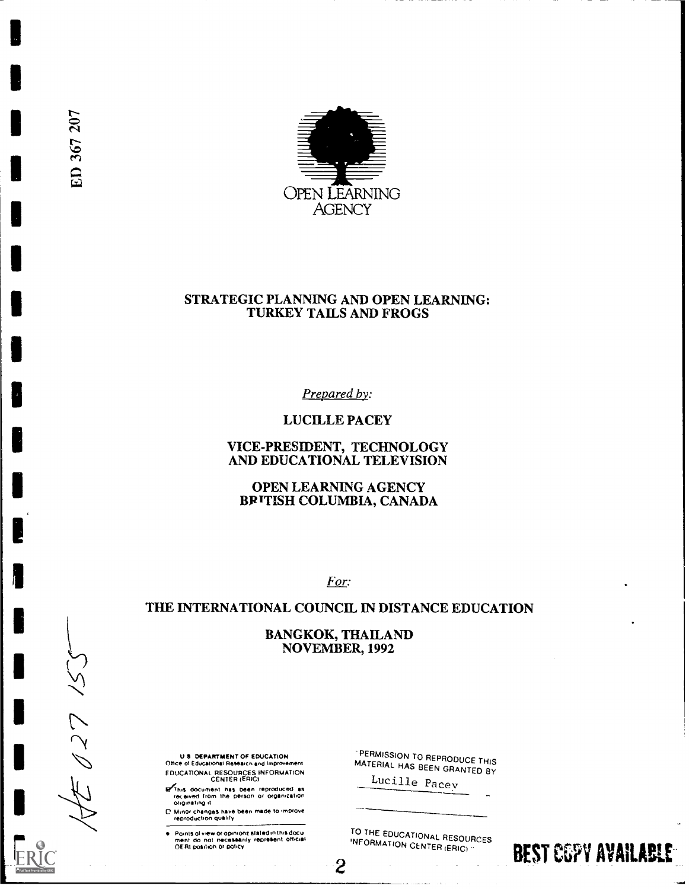ED 367 207

OPEN LEARNING AGENCY

# STRATEGIC PLANNING AND OPEN LEARNING: TURKEY TAILS AND FROGS

*Prepared by:*

LUCILLE PACEY

VICE-PRESIDENT, TECHNOLOGY AND EDUCATIONAL TELEVISION

OPEN LEARNING AGENCY
BRITISH COLUMBIA, CANADA

*For:*

THE INTERNATIONAL COUNCIL IN DISTANCE EDUCATION

BANGKOK, THAILAND
NOVEMBER, 1992

HE 027 155

U.S. DEPARTMENT OF EDUCATION
Office of Educational Research and Improvement
EDUCATIONAL RESOURCES INFORMATION CENTER (ERIC)

- This document has been reproduced as received from the person or organization originating it.
- Minor changes have been made to improve reproduction quality.
- Points of view or opinions stated in this document do not necessarily represent official OERI position or policy.

"PERMISSION TO REPRODUCE THIS MATERIAL HAS BEEN GRANTED BY

Lucille Pacey

TO THE EDUCATIONAL RESOURCES INFORMATION CENTER (ERIC)."

BEST COPY AVAILABLE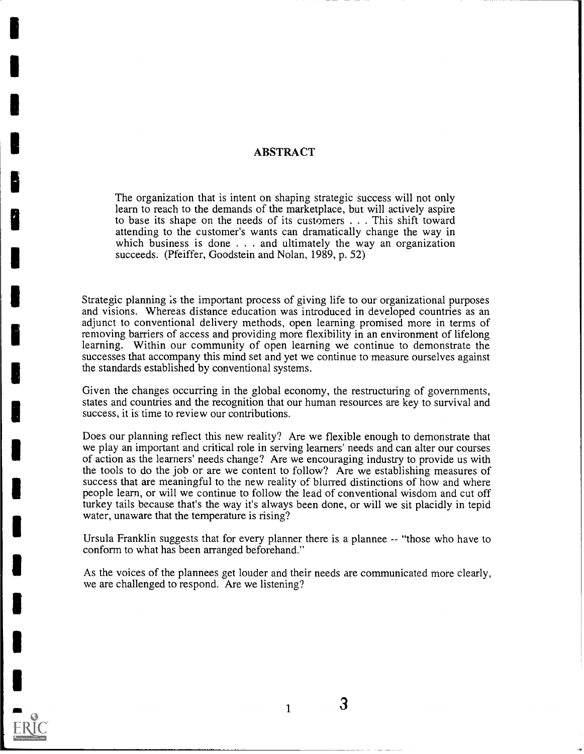## ABSTRACT

> The organization that is intent on shaping strategic success will not only learn to reach to the demands of the marketplace, but will actively aspire to base its shape on the needs of its customers . . . This shift toward attending to the customer's wants can dramatically change the way in which business is done . . . and ultimately the way an organization succeeds. (Pfeiffer, Goodstein and Nolan, 1989, p. 52)

Strategic planning is the important process of giving life to our organizational purposes and visions. Whereas distance education was introduced in developed countries as an adjunct to conventional delivery methods, open learning promised more in terms of removing barriers of access and providing more flexibility in an environment of lifelong learning. Within our community of open learning we continue to demonstrate the successes that accompany this mind set and yet we continue to measure ourselves against the standards established by conventional systems.

Given the changes occurring in the global economy, the restructuring of governments, states and countries and the recognition that our human resources are key to survival and success, it is time to review our contributions.

Does our planning reflect this new reality? Are we flexible enough to demonstrate that we play an important and critical role in serving learners' needs and can alter our courses of action as the learners' needs change? Are we encouraging industry to provide us with the tools to do the job or are we content to follow? Are we establishing measures of success that are meaningful to the new reality of blurred distinctions of how and where people learn, or will we continue to follow the lead of conventional wisdom and cut off turkey tails because that's the way it's always been done, or will we sit placidly in tepid water, unaware that the temperature is rising?

Ursula Franklin suggests that for every planner there is a plannee -- "those who have to conform to what has been arranged beforehand."

As the voices of the plannees get louder and their needs are communicated more clearly, we are challenged to respond. Are we listening?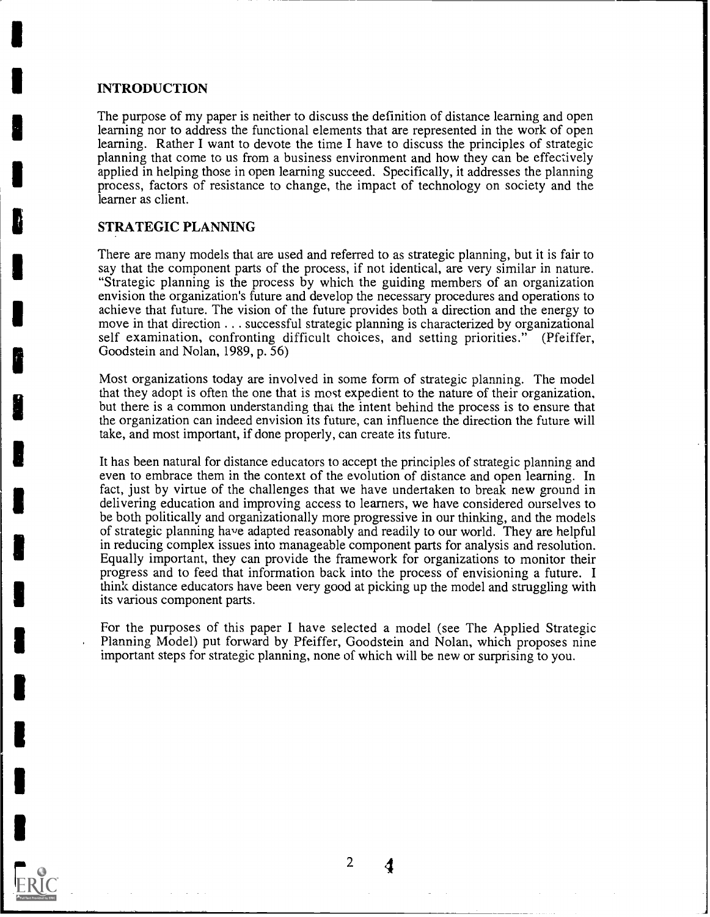## INTRODUCTION

The purpose of my paper is neither to discuss the definition of distance learning and open learning nor to address the functional elements that are represented in the work of open learning. Rather I want to devote the time I have to discuss the principles of strategic planning that come to us from a business environment and how they can be effectively applied in helping those in open learning succeed. Specifically, it addresses the planning process, factors of resistance to change, the impact of technology on society and the learner as client.

## STRATEGIC PLANNING

There are many models that are used and referred to as strategic planning, but it is fair to say that the component parts of the process, if not identical, are very similar in nature. "Strategic planning is the process by which the guiding members of an organization envision the organization's future and develop the necessary procedures and operations to achieve that future. The vision of the future provides both a direction and the energy to move in that direction . . . successful strategic planning is characterized by organizational self examination, confronting difficult choices, and setting priorities." (Pfeiffer, Goodstein and Nolan, 1989, p. 56)

Most organizations today are involved in some form of strategic planning. The model that they adopt is often the one that is most expedient to the nature of their organization, but there is a common understanding that the intent behind the process is to ensure that the organization can indeed envision its future, can influence the direction the future will take, and most important, if done properly, can create its future.

It has been natural for distance educators to accept the principles of strategic planning and even to embrace them in the context of the evolution of distance and open learning. In fact, just by virtue of the challenges that we have undertaken to break new ground in delivering education and improving access to learners, we have considered ourselves to be both politically and organizationally more progressive in our thinking, and the models of strategic planning have adapted reasonably and readily to our world. They are helpful in reducing complex issues into manageable component parts for analysis and resolution. Equally important, they can provide the framework for organizations to monitor their progress and to feed that information back into the process of envisioning a future. I think distance educators have been very good at picking up the model and struggling with its various component parts.

For the purposes of this paper I have selected a model (see The Applied Strategic Planning Model) put forward by Pfeiffer, Goodstein and Nolan, which proposes nine important steps for strategic planning, none of which will be new or surprising to you.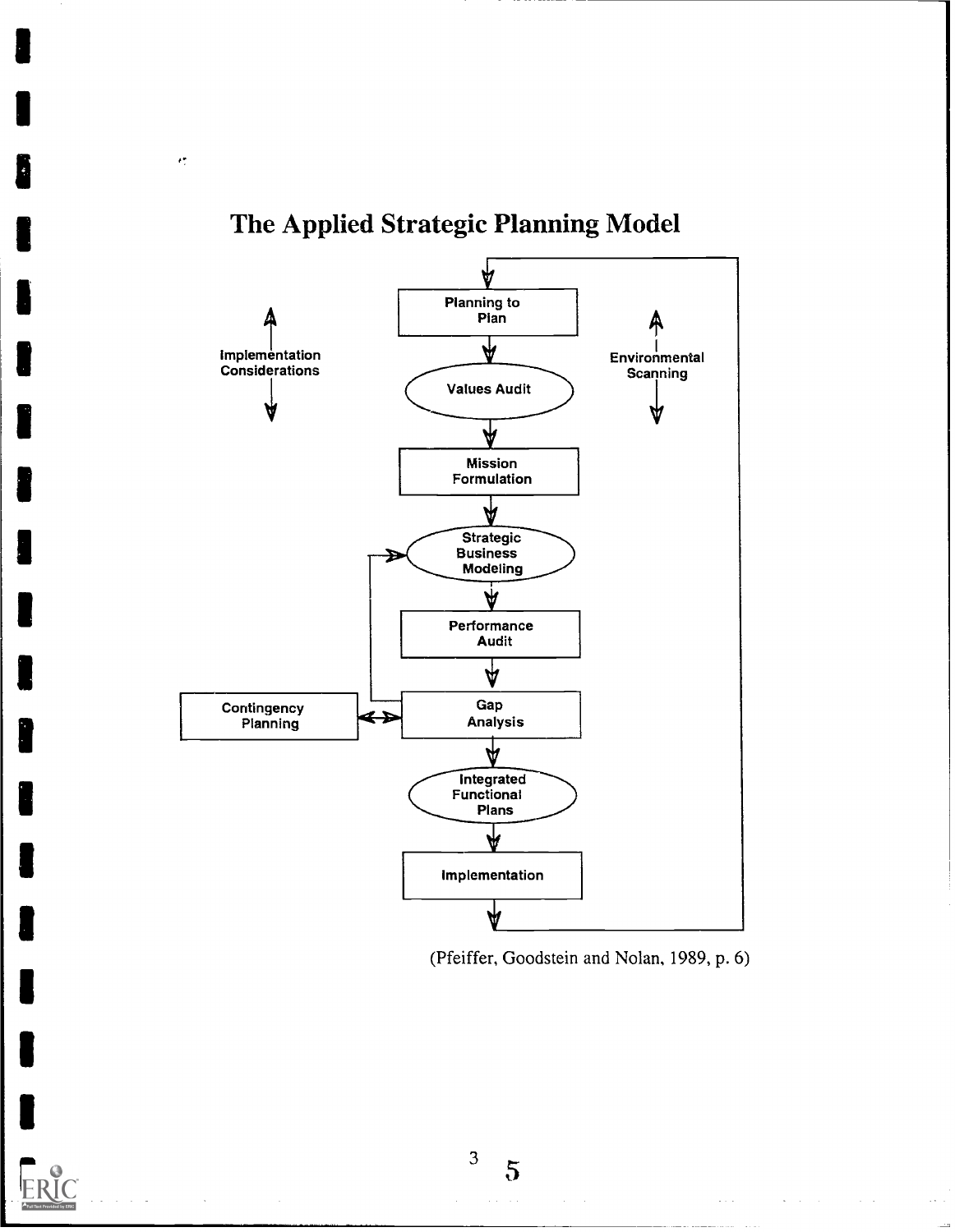# The Applied Strategic Planning Model

Planning to Plan

Implementation Considerations

Environmental Scanning

Values Audit

Mission Formulation

Strategic Business Modeling

Performance Audit

Contingency Planning

Gap Analysis

Integrated Functional Plans

Implementation

(Pfeiffer, Goodstein and Nolan, 1989, p. 6)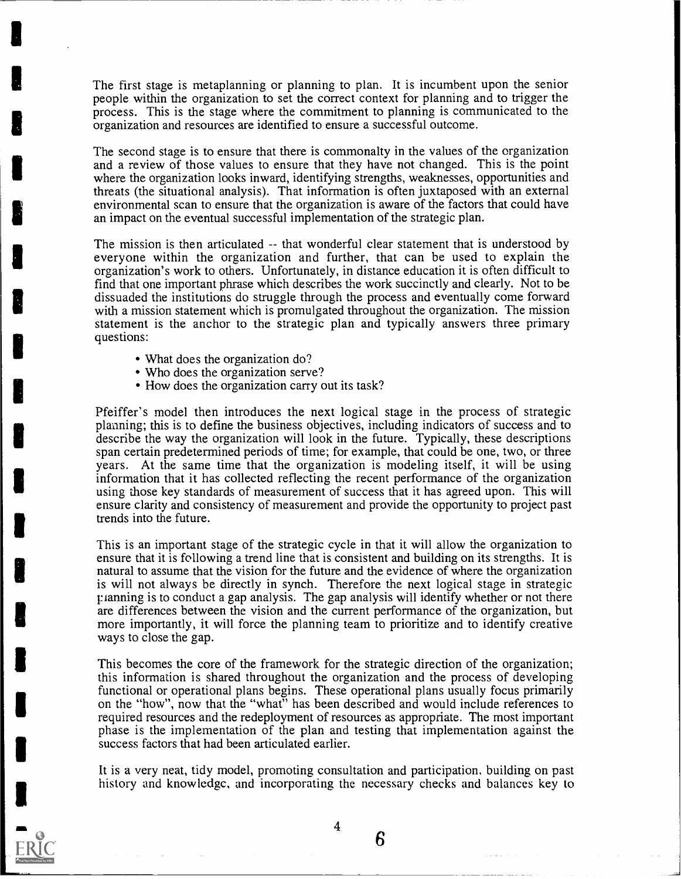The first stage is metaplanning or planning to plan. It is incumbent upon the senior people within the organization to set the correct context for planning and to trigger the process. This is the stage where the commitment to planning is communicated to the organization and resources are identified to ensure a successful outcome.

The second stage is to ensure that there is commonalty in the values of the organization and a review of those values to ensure that they have not changed. This is the point where the organization looks inward, identifying strengths, weaknesses, opportunities and threats (the situational analysis). That information is often juxtaposed with an external environmental scan to ensure that the organization is aware of the factors that could have an impact on the eventual successful implementation of the strategic plan.

The mission is then articulated -- that wonderful clear statement that is understood by everyone within the organization and further, that can be used to explain the organization's work to others. Unfortunately, in distance education it is often difficult to find that one important phrase which describes the work succinctly and clearly. Not to be dissuaded the institutions do struggle through the process and eventually come forward with a mission statement which is promulgated throughout the organization. The mission statement is the anchor to the strategic plan and typically answers three primary questions:

- What does the organization do?
- Who does the organization serve?
- How does the organization carry out its task?

Pfeiffer's model then introduces the next logical stage in the process of strategic planning; this is to define the business objectives, including indicators of success and to describe the way the organization will look in the future. Typically, these descriptions span certain predetermined periods of time; for example, that could be one, two, or three years. At the same time that the organization is modeling itself, it will be using information that it has collected reflecting the recent performance of the organization using those key standards of measurement of success that it has agreed upon. This will ensure clarity and consistency of measurement and provide the opportunity to project past trends into the future.

This is an important stage of the strategic cycle in that it will allow the organization to ensure that it is following a trend line that is consistent and building on its strengths. It is natural to assume that the vision for the future and the evidence of where the organization is will not always be directly in synch. Therefore the next logical stage in strategic planning is to conduct a gap analysis. The gap analysis will identify whether or not there are differences between the vision and the current performance of the organization, but more importantly, it will force the planning team to prioritize and to identify creative ways to close the gap.

This becomes the core of the framework for the strategic direction of the organization; this information is shared throughout the organization and the process of developing functional or operational plans begins. These operational plans usually focus primarily on the "how", now that the "what" has been described and would include references to required resources and the redeployment of resources as appropriate. The most important phase is the implementation of the plan and testing that implementation against the success factors that had been articulated earlier.

It is a very neat, tidy model, promoting consultation and participation, building on past history and knowledge, and incorporating the necessary checks and balances key to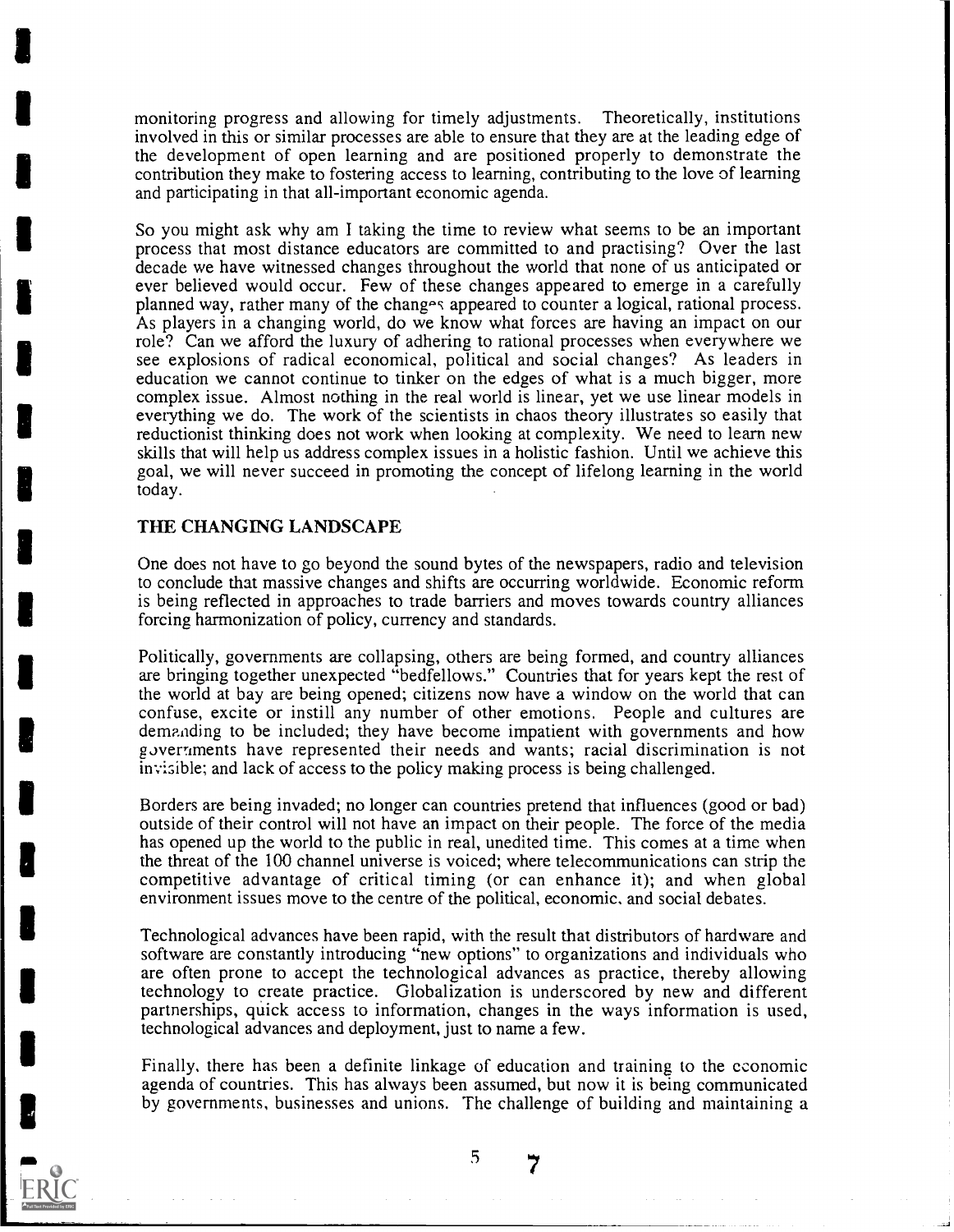monitoring progress and allowing for timely adjustments. Theoretically, institutions involved in this or similar processes are able to ensure that they are at the leading edge of the development of open learning and are positioned properly to demonstrate the contribution they make to fostering access to learning, contributing to the love of learning and participating in that all-important economic agenda.

So you might ask why am I taking the time to review what seems to be an important process that most distance educators are committed to and practising? Over the last decade we have witnessed changes throughout the world that none of us anticipated or ever believed would occur. Few of these changes appeared to emerge in a carefully planned way, rather many of the changes appeared to counter a logical, rational process. As players in a changing world, do we know what forces are having an impact on our role? Can we afford the luxury of adhering to rational processes when everywhere we see explosions of radical economical, political and social changes? As leaders in education we cannot continue to tinker on the edges of what is a much bigger, more complex issue. Almost nothing in the real world is linear, yet we use linear models in everything we do. The work of the scientists in chaos theory illustrates so easily that reductionist thinking does not work when looking at complexity. We need to learn new skills that will help us address complex issues in a holistic fashion. Until we achieve this goal, we will never succeed in promoting the concept of lifelong learning in the world today.

## THE CHANGING LANDSCAPE

One does not have to go beyond the sound bytes of the newspapers, radio and television to conclude that massive changes and shifts are occurring worldwide. Economic reform is being reflected in approaches to trade barriers and moves towards country alliances forcing harmonization of policy, currency and standards.

Politically, governments are collapsing, others are being formed, and country alliances are bringing together unexpected "bedfellows." Countries that for years kept the rest of the world at bay are being opened; citizens now have a window on the world that can confuse, excite or instill any number of other emotions. People and cultures are demanding to be included; they have become impatient with governments and how governments have represented their needs and wants; racial discrimination is not invisible; and lack of access to the policy making process is being challenged.

Borders are being invaded; no longer can countries pretend that influences (good or bad) outside of their control will not have an impact on their people. The force of the media has opened up the world to the public in real, unedited time. This comes at a time when the threat of the 100 channel universe is voiced; where telecommunications can strip the competitive advantage of critical timing (or can enhance it); and when global environment issues move to the centre of the political, economic, and social debates.

Technological advances have been rapid, with the result that distributors of hardware and software are constantly introducing "new options" to organizations and individuals who are often prone to accept the technological advances as practice, thereby allowing technology to create practice. Globalization is underscored by new and different partnerships, quick access to information, changes in the ways information is used, technological advances and deployment, just to name a few.

Finally, there has been a definite linkage of education and training to the economic agenda of countries. This has always been assumed, but now it is being communicated by governments, businesses and unions. The challenge of building and maintaining a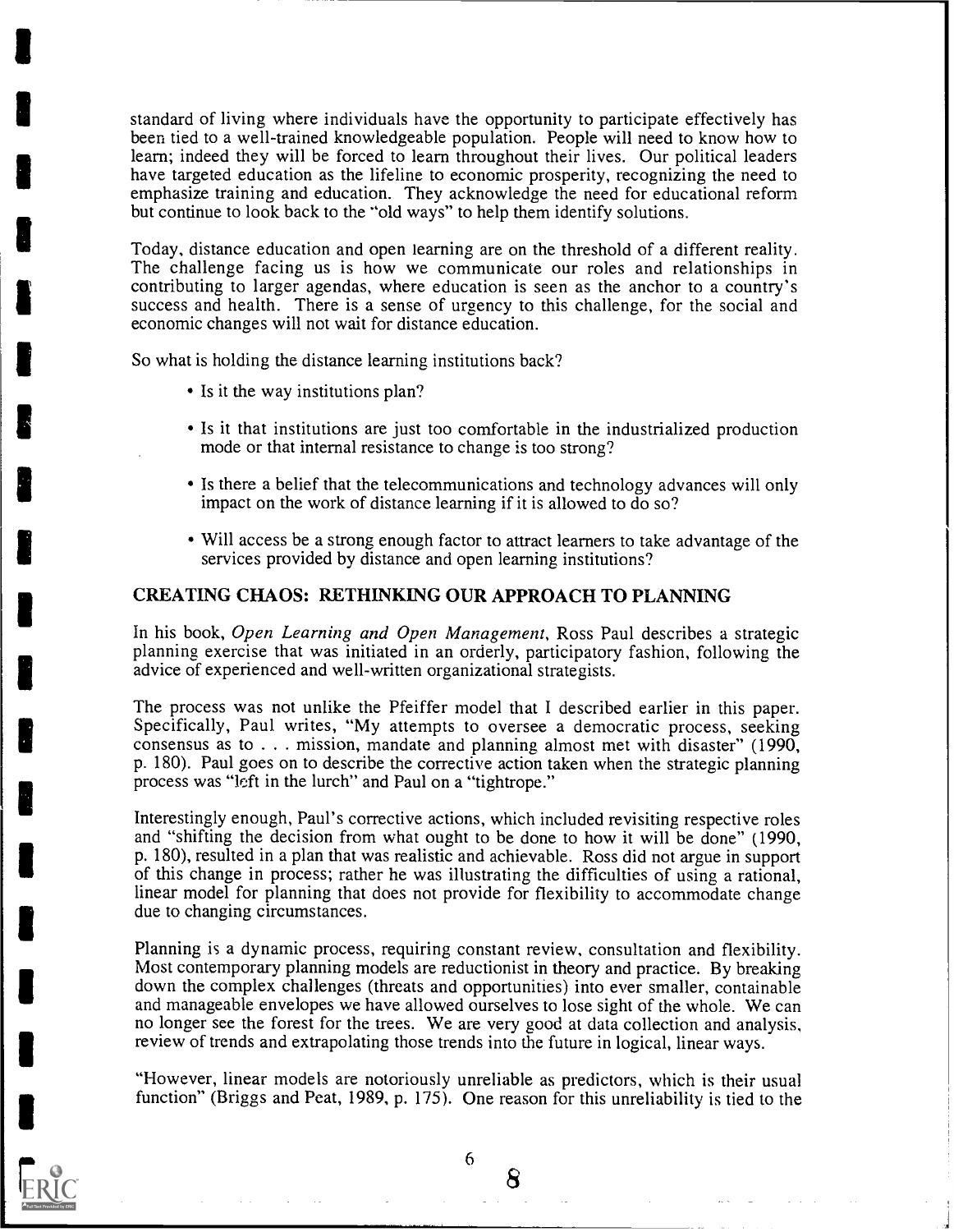standard of living where individuals have the opportunity to participate effectively has been tied to a well-trained knowledgeable population. People will need to know how to learn; indeed they will be forced to learn throughout their lives. Our political leaders have targeted education as the lifeline to economic prosperity, recognizing the need to emphasize training and education. They acknowledge the need for educational reform but continue to look back to the "old ways" to help them identify solutions.

Today, distance education and open learning are on the threshold of a different reality. The challenge facing us is how we communicate our roles and relationships in contributing to larger agendas, where education is seen as the anchor to a country's success and health. There is a sense of urgency to this challenge, for the social and economic changes will not wait for distance education.

So what is holding the distance learning institutions back?

- Is it the way institutions plan?
- Is it that institutions are just too comfortable in the industrialized production mode or that internal resistance to change is too strong?
- Is there a belief that the telecommunications and technology advances will only impact on the work of distance learning if it is allowed to do so?
- Will access be a strong enough factor to attract learners to take advantage of the services provided by distance and open learning institutions?

## CREATING CHAOS: RETHINKING OUR APPROACH TO PLANNING

In his book, *Open Learning and Open Management*, Ross Paul describes a strategic planning exercise that was initiated in an orderly, participatory fashion, following the advice of experienced and well-written organizational strategists.

The process was not unlike the Pfeiffer model that I described earlier in this paper. Specifically, Paul writes, "My attempts to oversee a democratic process, seeking consensus as to . . . mission, mandate and planning almost met with disaster" (1990, p. 180). Paul goes on to describe the corrective action taken when the strategic planning process was "left in the lurch" and Paul on a "tightrope."

Interestingly enough, Paul's corrective actions, which included revisiting respective roles and "shifting the decision from what ought to be done to how it will be done" (1990, p. 180), resulted in a plan that was realistic and achievable. Ross did not argue in support of this change in process; rather he was illustrating the difficulties of using a rational, linear model for planning that does not provide for flexibility to accommodate change due to changing circumstances.

Planning is a dynamic process, requiring constant review, consultation and flexibility. Most contemporary planning models are reductionist in theory and practice. By breaking down the complex challenges (threats and opportunities) into ever smaller, containable and manageable envelopes we have allowed ourselves to lose sight of the whole. We can no longer see the forest for the trees. We are very good at data collection and analysis, review of trends and extrapolating those trends into the future in logical, linear ways.

"However, linear models are notoriously unreliable as predictors, which is their usual function" (Briggs and Peat, 1989, p. 175). One reason for this unreliability is tied to the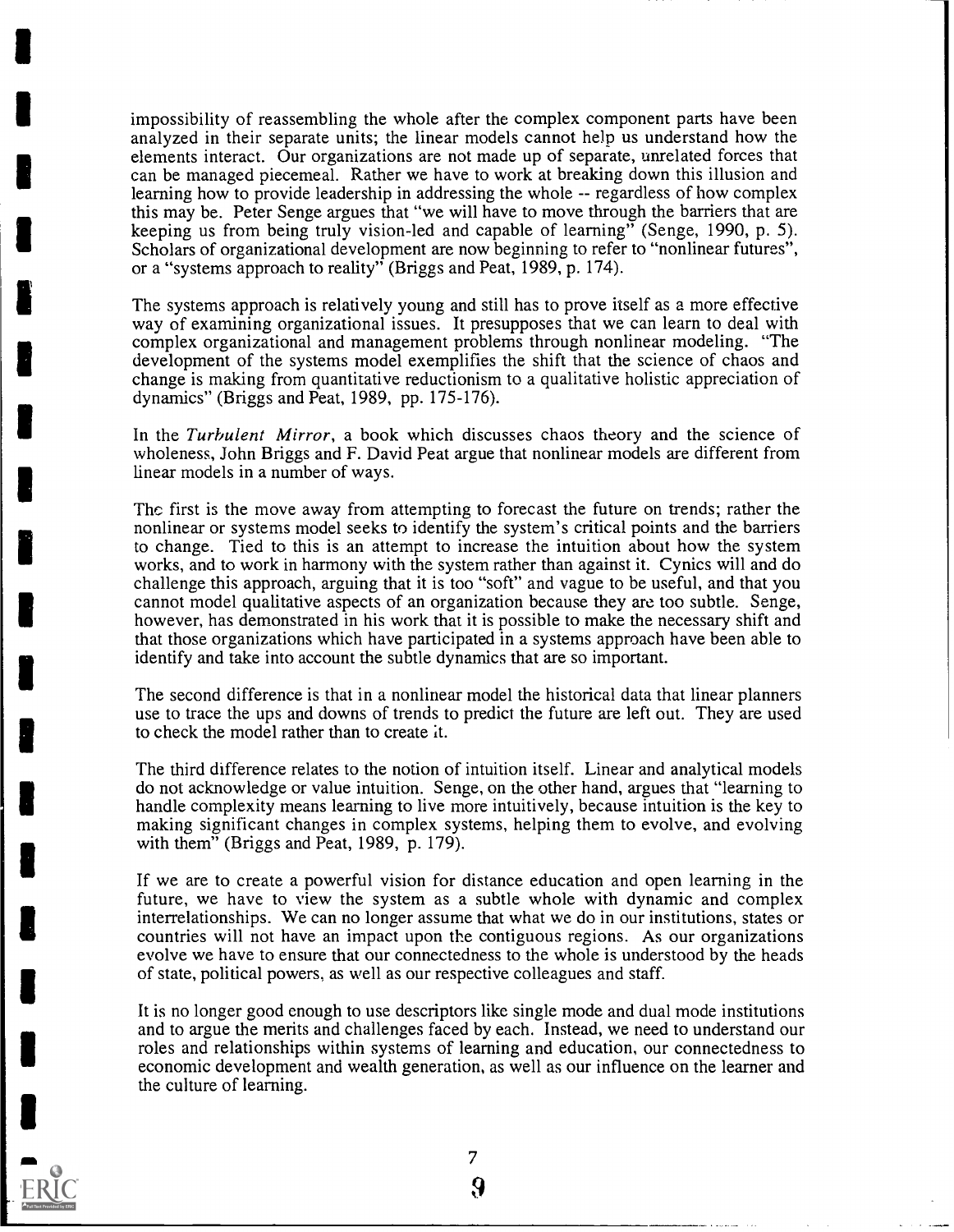impossibility of reassembling the whole after the complex component parts have been analyzed in their separate units; the linear models cannot help us understand how the elements interact. Our organizations are not made up of separate, unrelated forces that can be managed piecemeal. Rather we have to work at breaking down this illusion and learning how to provide leadership in addressing the whole -- regardless of how complex this may be. Peter Senge argues that "we will have to move through the barriers that are keeping us from being truly vision-led and capable of learning" (Senge, 1990, p. 5). Scholars of organizational development are now beginning to refer to "nonlinear futures", or a "systems approach to reality" (Briggs and Peat, 1989, p. 174).

The systems approach is relatively young and still has to prove itself as a more effective way of examining organizational issues. It presupposes that we can learn to deal with complex organizational and management problems through nonlinear modeling. "The development of the systems model exemplifies the shift that the science of chaos and change is making from quantitative reductionism to a qualitative holistic appreciation of dynamics" (Briggs and Peat, 1989, pp. 175-176).

In the *Turbulent Mirror*, a book which discusses chaos theory and the science of wholeness, John Briggs and F. David Peat argue that nonlinear models are different from linear models in a number of ways.

The first is the move away from attempting to forecast the future on trends; rather the nonlinear or systems model seeks to identify the system's critical points and the barriers to change. Tied to this is an attempt to increase the intuition about how the system works, and to work in harmony with the system rather than against it. Cynics will and do challenge this approach, arguing that it is too "soft" and vague to be useful, and that you cannot model qualitative aspects of an organization because they are too subtle. Senge, however, has demonstrated in his work that it is possible to make the necessary shift and that those organizations which have participated in a systems approach have been able to identify and take into account the subtle dynamics that are so important.

The second difference is that in a nonlinear model the historical data that linear planners use to trace the ups and downs of trends to predict the future are left out. They are used to check the model rather than to create it.

The third difference relates to the notion of intuition itself. Linear and analytical models do not acknowledge or value intuition. Senge, on the other hand, argues that "learning to handle complexity means learning to live more intuitively, because intuition is the key to making significant changes in complex systems, helping them to evolve, and evolving with them" (Briggs and Peat, 1989, p. 179).

If we are to create a powerful vision for distance education and open learning in the future, we have to view the system as a subtle whole with dynamic and complex interrelationships. We can no longer assume that what we do in our institutions, states or countries will not have an impact upon the contiguous regions. As our organizations evolve we have to ensure that our connectedness to the whole is understood by the heads of state, political powers, as well as our respective colleagues and staff.

It is no longer good enough to use descriptors like single mode and dual mode institutions and to argue the merits and challenges faced by each. Instead, we need to understand our roles and relationships within systems of learning and education, our connectedness to economic development and wealth generation, as well as our influence on the learner and the culture of learning.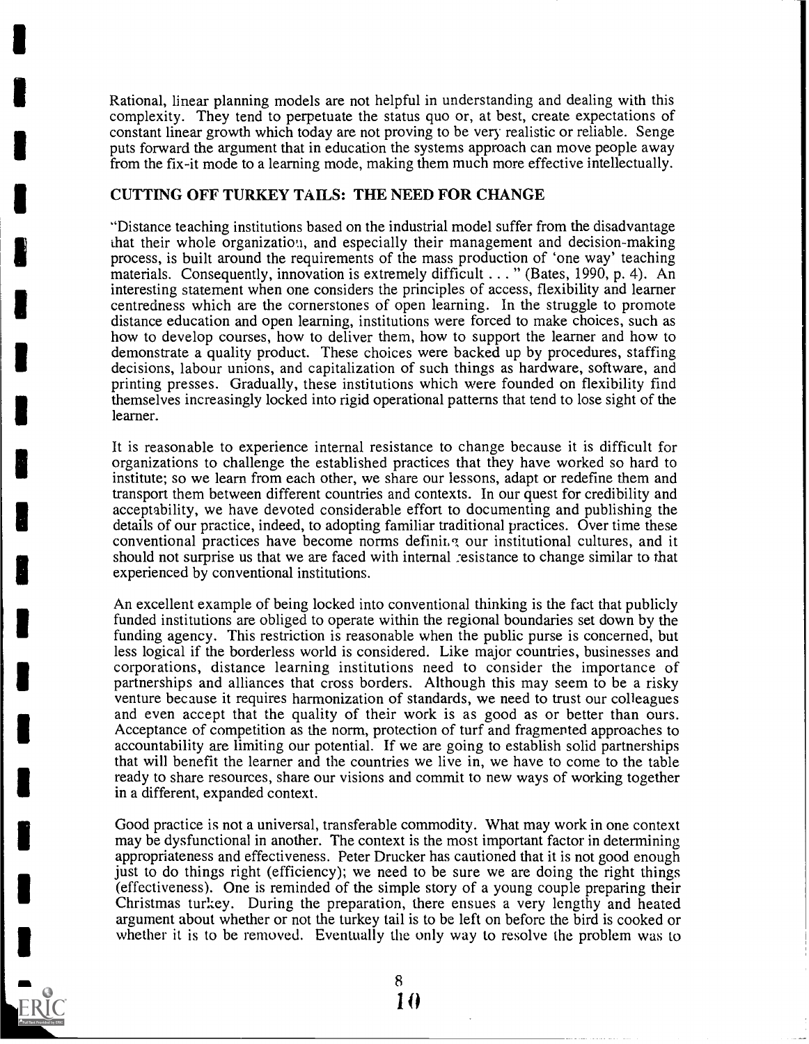Rational, linear planning models are not helpful in understanding and dealing with this complexity. They tend to perpetuate the status quo or, at best, create expectations of constant linear growth which today are not proving to be very realistic or reliable. Senge puts forward the argument that in education the systems approach can move people away from the fix-it mode to a learning mode, making them much more effective intellectually.

## CUTTING OFF TURKEY TAILS: THE NEED FOR CHANGE

"Distance teaching institutions based on the industrial model suffer from the disadvantage that their whole organization, and especially their management and decision-making process, is built around the requirements of the mass production of 'one way' teaching materials. Consequently, innovation is extremely difficult . . . " (Bates, 1990, p. 4). An interesting statement when one considers the principles of access, flexibility and learner centredness which are the cornerstones of open learning. In the struggle to promote distance education and open learning, institutions were forced to make choices, such as how to develop courses, how to deliver them, how to support the learner and how to demonstrate a quality product. These choices were backed up by procedures, staffing decisions, labour unions, and capitalization of such things as hardware, software, and printing presses. Gradually, these institutions which were founded on flexibility find themselves increasingly locked into rigid operational patterns that tend to lose sight of the learner.

It is reasonable to experience internal resistance to change because it is difficult for organizations to challenge the established practices that they have worked so hard to institute; so we learn from each other, we share our lessons, adapt or redefine them and transport them between different countries and contexts. In our quest for credibility and acceptability, we have devoted considerable effort to documenting and publishing the details of our practice, indeed, to adopting familiar traditional practices. Over time these conventional practices have become norms defining our institutional cultures, and it should not surprise us that we are faced with internal resistance to change similar to that experienced by conventional institutions.

An excellent example of being locked into conventional thinking is the fact that publicly funded institutions are obliged to operate within the regional boundaries set down by the funding agency. This restriction is reasonable when the public purse is concerned, but less logical if the borderless world is considered. Like major countries, businesses and corporations, distance learning institutions need to consider the importance of partnerships and alliances that cross borders. Although this may seem to be a risky venture because it requires harmonization of standards, we need to trust our colleagues and even accept that the quality of their work is as good as or better than ours. Acceptance of competition as the norm, protection of turf and fragmented approaches to accountability are limiting our potential. If we are going to establish solid partnerships that will benefit the learner and the countries we live in, we have to come to the table ready to share resources, share our visions and commit to new ways of working together in a different, expanded context.

Good practice is not a universal, transferable commodity. What may work in one context may be dysfunctional in another. The context is the most important factor in determining appropriateness and effectiveness. Peter Drucker has cautioned that it is not good enough just to do things right (efficiency); we need to be sure we are doing the right things (effectiveness). One is reminded of the simple story of a young couple preparing their Christmas turkey. During the preparation, there ensues a very lengthy and heated argument about whether or not the turkey tail is to be left on before the bird is cooked or whether it is to be removed. Eventually the only way to resolve the problem was to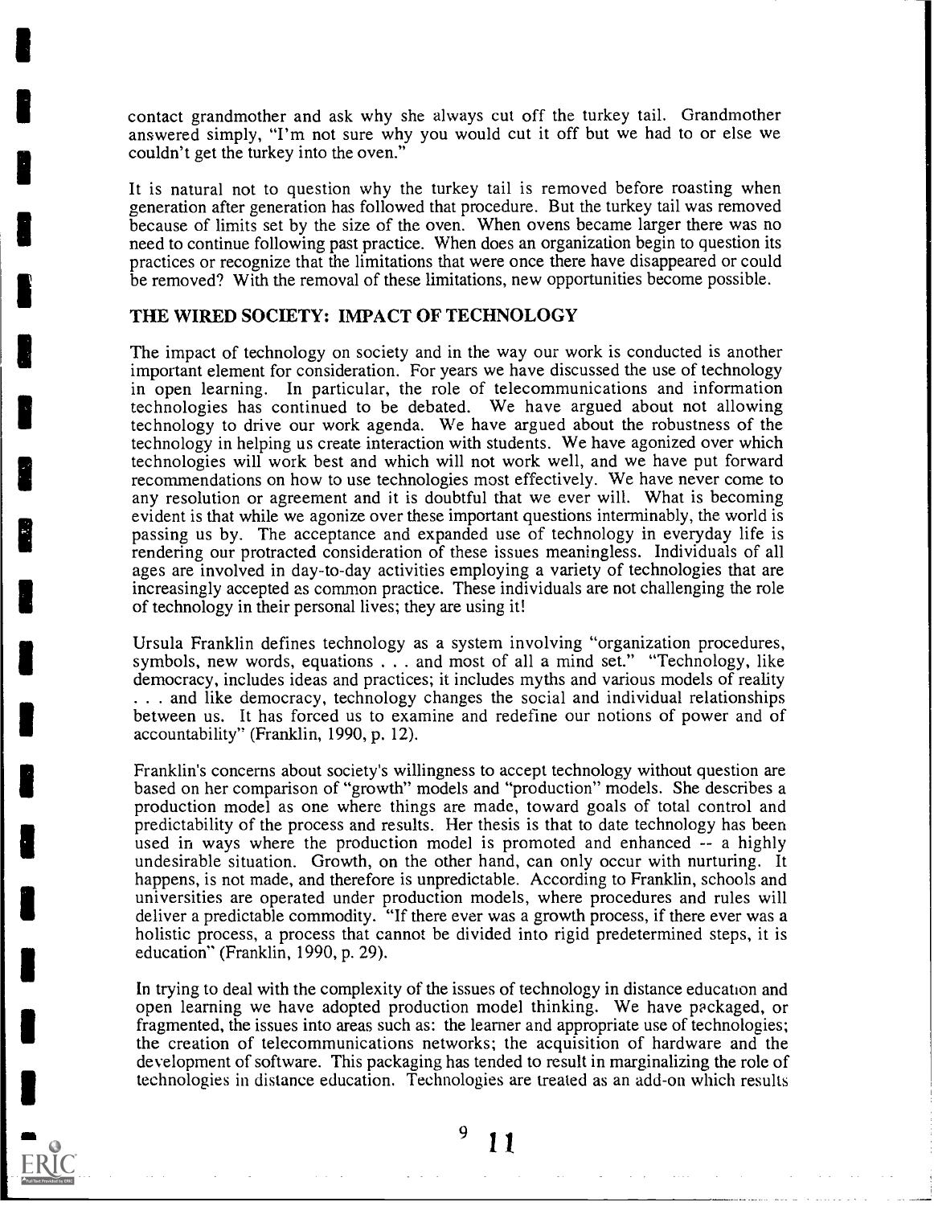contact grandmother and ask why she always cut off the turkey tail. Grandmother answered simply, "I'm not sure why you would cut it off but we had to or else we couldn't get the turkey into the oven."

It is natural not to question why the turkey tail is removed before roasting when generation after generation has followed that procedure. But the turkey tail was removed because of limits set by the size of the oven. When ovens became larger there was no need to continue following past practice. When does an organization begin to question its practices or recognize that the limitations that were once there have disappeared or could be removed? With the removal of these limitations, new opportunities become possible.

## THE WIRED SOCIETY: IMPACT OF TECHNOLOGY

The impact of technology on society and in the way our work is conducted is another important element for consideration. For years we have discussed the use of technology in open learning. In particular, the role of telecommunications and information technologies has continued to be debated. We have argued about not allowing technology to drive our work agenda. We have argued about the robustness of the technology in helping us create interaction with students. We have agonized over which technologies will work best and which will not work well, and we have put forward recommendations on how to use technologies most effectively. We have never come to any resolution or agreement and it is doubtful that we ever will. What is becoming evident is that while we agonize over these important questions interminably, the world is passing us by. The acceptance and expanded use of technology in everyday life is rendering our protracted consideration of these issues meaningless. Individuals of all ages are involved in day-to-day activities employing a variety of technologies that are increasingly accepted as common practice. These individuals are not challenging the role of technology in their personal lives; they are using it!

Ursula Franklin defines technology as a system involving "organization procedures, symbols, new words, equations . . . and most of all a mind set." "Technology, like democracy, includes ideas and practices; it includes myths and various models of reality . . . and like democracy, technology changes the social and individual relationships between us. It has forced us to examine and redefine our notions of power and of accountability" (Franklin, 1990, p. 12).

Franklin's concerns about society's willingness to accept technology without question are based on her comparison of "growth" models and "production" models. She describes a production model as one where things are made, toward goals of total control and predictability of the process and results. Her thesis is that to date technology has been used in ways where the production model is promoted and enhanced -- a highly undesirable situation. Growth, on the other hand, can only occur with nurturing. It happens, is not made, and therefore is unpredictable. According to Franklin, schools and universities are operated under production models, where procedures and rules will deliver a predictable commodity. "If there ever was a growth process, if there ever was a holistic process, a process that cannot be divided into rigid predetermined steps, it is education" (Franklin, 1990, p. 29).

In trying to deal with the complexity of the issues of technology in distance education and open learning we have adopted production model thinking. We have packaged, or fragmented, the issues into areas such as: the learner and appropriate use of technologies; the creation of telecommunications networks; the acquisition of hardware and the development of software. This packaging has tended to result in marginalizing the role of technologies in distance education. Technologies are treated as an add-on which results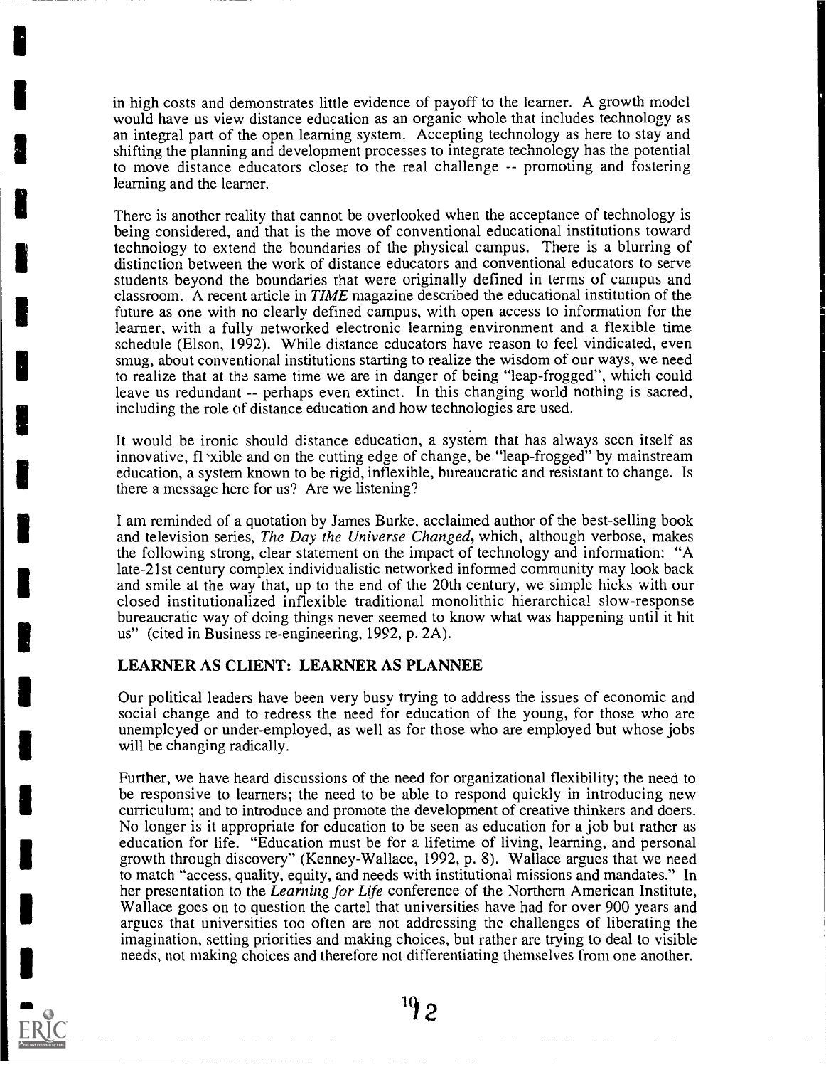in high costs and demonstrates little evidence of payoff to the learner. A growth model would have us view distance education as an organic whole that includes technology as an integral part of the open learning system. Accepting technology as here to stay and shifting the planning and development processes to integrate technology has the potential to move distance educators closer to the real challenge -- promoting and fostering learning and the learner.

There is another reality that cannot be overlooked when the acceptance of technology is being considered, and that is the move of conventional educational institutions toward technology to extend the boundaries of the physical campus. There is a blurring of distinction between the work of distance educators and conventional educators to serve students beyond the boundaries that were originally defined in terms of campus and classroom. A recent article in *TIME* magazine described the educational institution of the future as one with no clearly defined campus, with open access to information for the learner, with a fully networked electronic learning environment and a flexible time schedule (Elson, 1992). While distance educators have reason to feel vindicated, even smug, about conventional institutions starting to realize the wisdom of our ways, we need to realize that at the same time we are in danger of being "leap-frogged", which could leave us redundant -- perhaps even extinct. In this changing world nothing is sacred, including the role of distance education and how technologies are used.

It would be ironic should distance education, a system that has always seen itself as innovative, flexible and on the cutting edge of change, be "leap-frogged" by mainstream education, a system known to be rigid, inflexible, bureaucratic and resistant to change. Is there a message here for us? Are we listening?

I am reminded of a quotation by James Burke, acclaimed author of the best-selling book and television series, *The Day the Universe Changed*, which, although verbose, makes the following strong, clear statement on the impact of technology and information: "A late-21st century complex individualistic networked informed community may look back and smile at the way that, up to the end of the 20th century, we simple hicks with our closed institutionalized inflexible traditional monolithic hierarchical slow-response bureaucratic way of doing things never seemed to know what was happening until it hit us" (cited in Business re-engineering, 1992, p. 2A).

## LEARNER AS CLIENT: LEARNER AS PLANNEE

Our political leaders have been very busy trying to address the issues of economic and social change and to redress the need for education of the young, for those who are unemployed or under-employed, as well as for those who are employed but whose jobs will be changing radically.

Further, we have heard discussions of the need for organizational flexibility; the need to be responsive to learners; the need to be able to respond quickly in introducing new curriculum; and to introduce and promote the development of creative thinkers and doers. No longer is it appropriate for education to be seen as education for a job but rather as education for life. "Education must be for a lifetime of living, learning, and personal growth through discovery" (Kenney-Wallace, 1992, p. 8). Wallace argues that we need to match "access, quality, equity, and needs with institutional missions and mandates." In her presentation to the *Learning for Life* conference of the Northern American Institute, Wallace goes on to question the cartel that universities have had for over 900 years and argues that universities too often are not addressing the challenges of liberating the imagination, setting priorities and making choices, but rather are trying to deal to visible needs, not making choices and therefore not differentiating themselves from one another.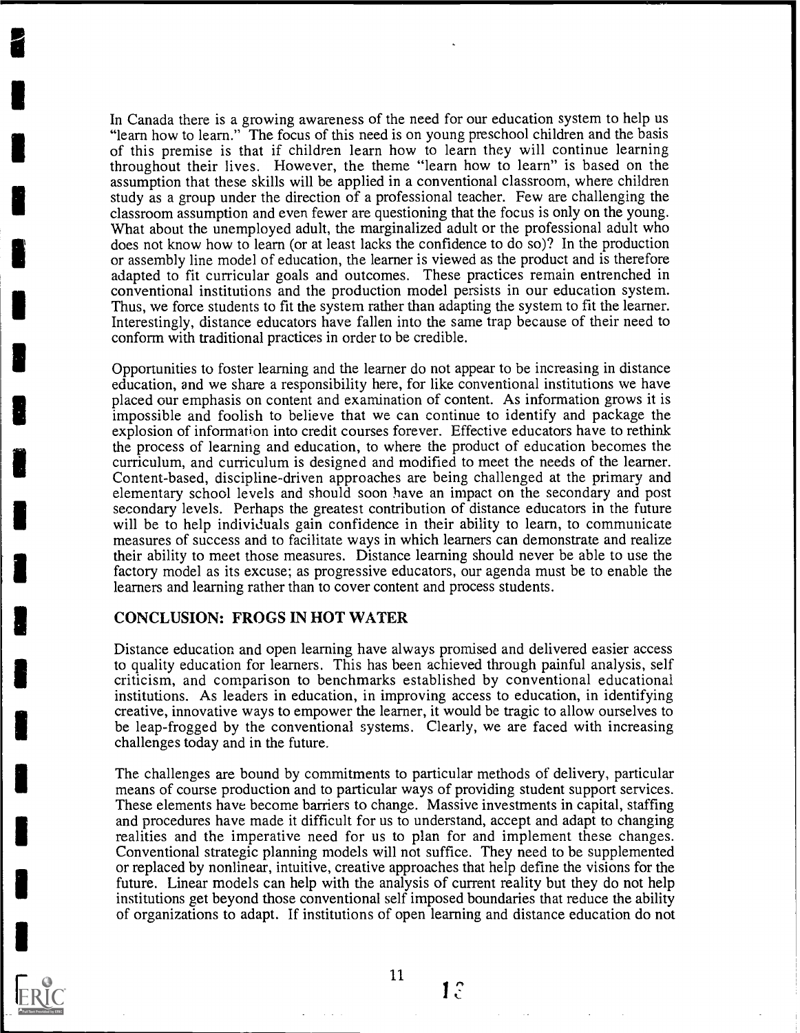In Canada there is a growing awareness of the need for our education system to help us "learn how to learn." The focus of this need is on young preschool children and the basis of this premise is that if children learn how to learn they will continue learning throughout their lives. However, the theme "learn how to learn" is based on the assumption that these skills will be applied in a conventional classroom, where children study as a group under the direction of a professional teacher. Few are challenging the classroom assumption and even fewer are questioning that the focus is only on the young. What about the unemployed adult, the marginalized adult or the professional adult who does not know how to learn (or at least lacks the confidence to do so)? In the production or assembly line model of education, the learner is viewed as the product and is therefore adapted to fit curricular goals and outcomes. These practices remain entrenched in conventional institutions and the production model persists in our education system. Thus, we force students to fit the system rather than adapting the system to fit the learner. Interestingly, distance educators have fallen into the same trap because of their need to conform with traditional practices in order to be credible.

Opportunities to foster learning and the learner do not appear to be increasing in distance education, and we share a responsibility here, for like conventional institutions we have placed our emphasis on content and examination of content. As information grows it is impossible and foolish to believe that we can continue to identify and package the explosion of information into credit courses forever. Effective educators have to rethink the process of learning and education, to where the product of education becomes the curriculum, and curriculum is designed and modified to meet the needs of the learner. Content-based, discipline-driven approaches are being challenged at the primary and elementary school levels and should soon have an impact on the secondary and post secondary levels. Perhaps the greatest contribution of distance educators in the future will be to help individuals gain confidence in their ability to learn, to communicate measures of success and to facilitate ways in which learners can demonstrate and realize their ability to meet those measures. Distance learning should never be able to use the factory model as its excuse; as progressive educators, our agenda must be to enable the learners and learning rather than to cover content and process students.

## CONCLUSION: FROGS IN HOT WATER

Distance education and open learning have always promised and delivered easier access to quality education for learners. This has been achieved through painful analysis, self criticism, and comparison to benchmarks established by conventional educational institutions. As leaders in education, in improving access to education, in identifying creative, innovative ways to empower the learner, it would be tragic to allow ourselves to be leap-frogged by the conventional systems. Clearly, we are faced with increasing challenges today and in the future.

The challenges are bound by commitments to particular methods of delivery, particular means of course production and to particular ways of providing student support services. These elements have become barriers to change. Massive investments in capital, staffing and procedures have made it difficult for us to understand, accept and adapt to changing realities and the imperative need for us to plan for and implement these changes. Conventional strategic planning models will not suffice. They need to be supplemented or replaced by nonlinear, intuitive, creative approaches that help define the visions for the future. Linear models can help with the analysis of current reality but they do not help institutions get beyond those conventional self imposed boundaries that reduce the ability of organizations to adapt. If institutions of open learning and distance education do not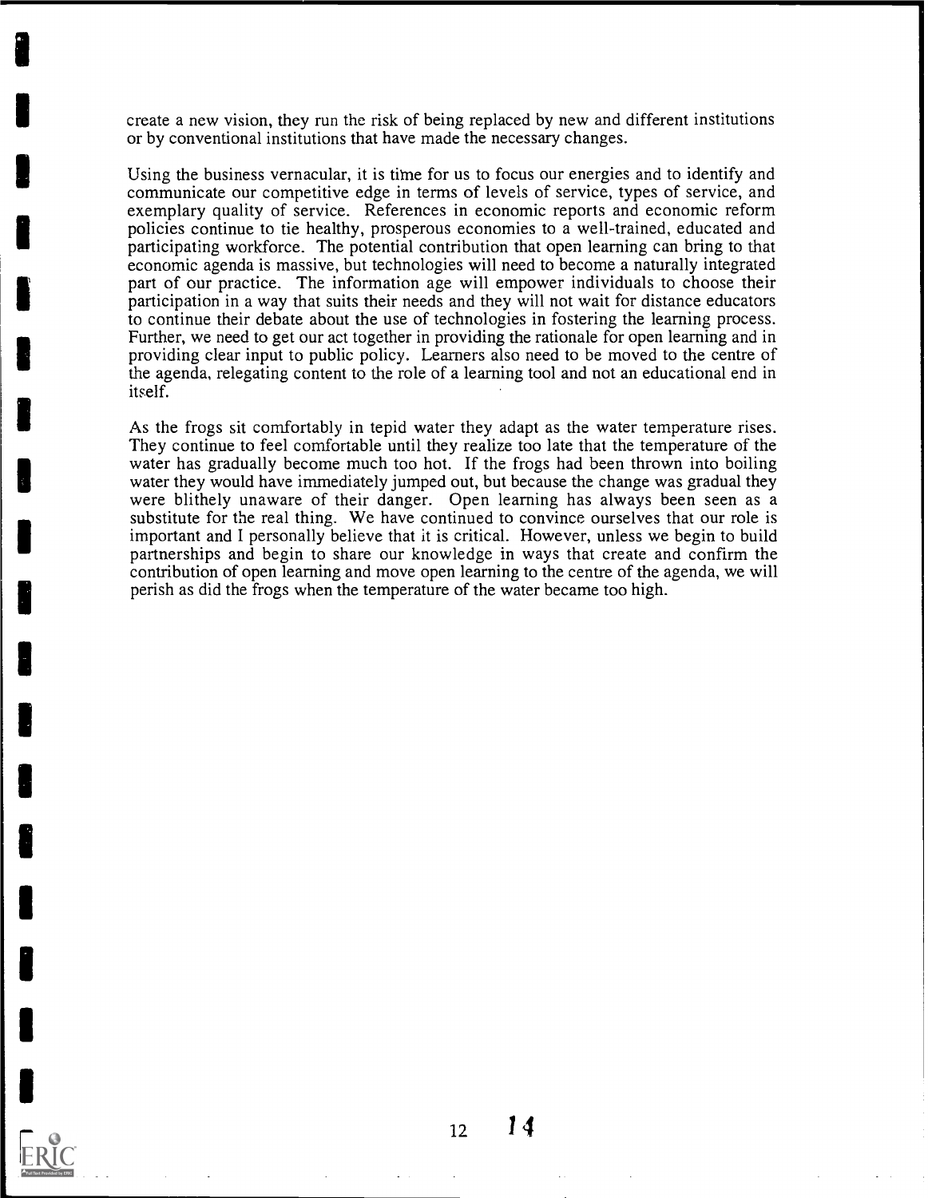create a new vision, they run the risk of being replaced by new and different institutions or by conventional institutions that have made the necessary changes.

Using the business vernacular, it is time for us to focus our energies and to identify and communicate our competitive edge in terms of levels of service, types of service, and exemplary quality of service. References in economic reports and economic reform policies continue to tie healthy, prosperous economies to a well-trained, educated and participating workforce. The potential contribution that open learning can bring to that economic agenda is massive, but technologies will need to become a naturally integrated part of our practice. The information age will empower individuals to choose their participation in a way that suits their needs and they will not wait for distance educators to continue their debate about the use of technologies in fostering the learning process. Further, we need to get our act together in providing the rationale for open learning and in providing clear input to public policy. Learners also need to be moved to the centre of the agenda, relegating content to the role of a learning tool and not an educational end in itself.

As the frogs sit comfortably in tepid water they adapt as the water temperature rises. They continue to feel comfortable until they realize too late that the temperature of the water has gradually become much too hot. If the frogs had been thrown into boiling water they would have immediately jumped out, but because the change was gradual they were blithely unaware of their danger. Open learning has always been seen as a substitute for the real thing. We have continued to convince ourselves that our role is important and I personally believe that it is critical. However, unless we begin to build partnerships and begin to share our knowledge in ways that create and confirm the contribution of open learning and move open learning to the centre of the agenda, we will perish as did the frogs when the temperature of the water became too high.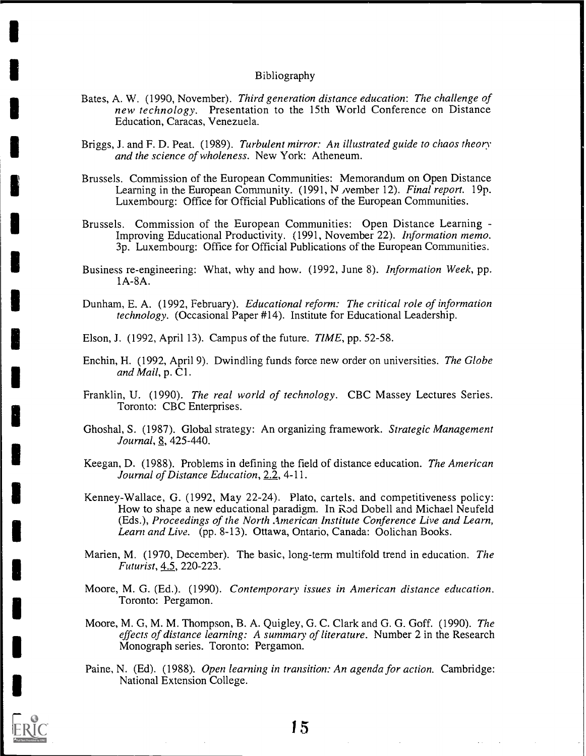# Bibliography

Bates, A. W. (1990, November). *Third generation distance education: The challenge of new technology*. Presentation to the 15th World Conference on Distance Education, Caracas, Venezuela.

Briggs, J. and F. D. Peat. (1989). *Turbulent mirror: An illustrated guide to chaos theory and the science of wholeness*. New York: Atheneum.

Brussels. Commission of the European Communities: Memorandum on Open Distance Learning in the European Community. (1991, November 12). *Final report*. 19p. Luxembourg: Office for Official Publications of the European Communities.

Brussels. Commission of the European Communities: Open Distance Learning - Improving Educational Productivity. (1991, November 22). *Information memo*. 3p. Luxembourg: Office for Official Publications of the European Communities.

Business re-engineering: What, why and how. (1992, June 8). *Information Week*, pp. 1A-8A.

Dunham, E. A. (1992, February). *Educational reform: The critical role of information technology*. (Occasional Paper #14). Institute for Educational Leadership.

Elson, J. (1992, April 13). Campus of the future. *TIME*, pp. 52-58.

Enchin, H. (1992, April 9). Dwindling funds force new order on universities. *The Globe and Mail*, p. C1.

Franklin, U. (1990). *The real world of technology*. CBC Massey Lectures Series. Toronto: CBC Enterprises.

Ghoshal, S. (1987). Global strategy: An organizing framework. *Strategic Management Journal*, 8, 425-440.

Keegan, D. (1988). Problems in defining the field of distance education. *The American Journal of Distance Education*, 2.2, 4-11.

Kenney-Wallace, G. (1992, May 22-24). Plato, cartels, and competitiveness policy: How to shape a new educational paradigm. In Rod Dobell and Michael Neufeld (Eds.), *Proceedings of the North American Institute Conference Live and Learn, Learn and Live*. (pp. 8-13). Ottawa, Ontario, Canada: Oolichan Books.

Marien, M. (1970, December). The basic, long-term multifold trend in education. *The Futurist*, 4.5, 220-223.

Moore, M. G. (Ed.). (1990). *Contemporary issues in American distance education*. Toronto: Pergamon.

Moore, M. G, M. M. Thompson, B. A. Quigley, G. C. Clark and G. G. Goff. (1990). *The effects of distance learning: A summary of literature*. Number 2 in the Research Monograph series. Toronto: Pergamon.

Paine, N. (Ed). (1988). *Open learning in transition: An agenda for action*. Cambridge: National Extension College.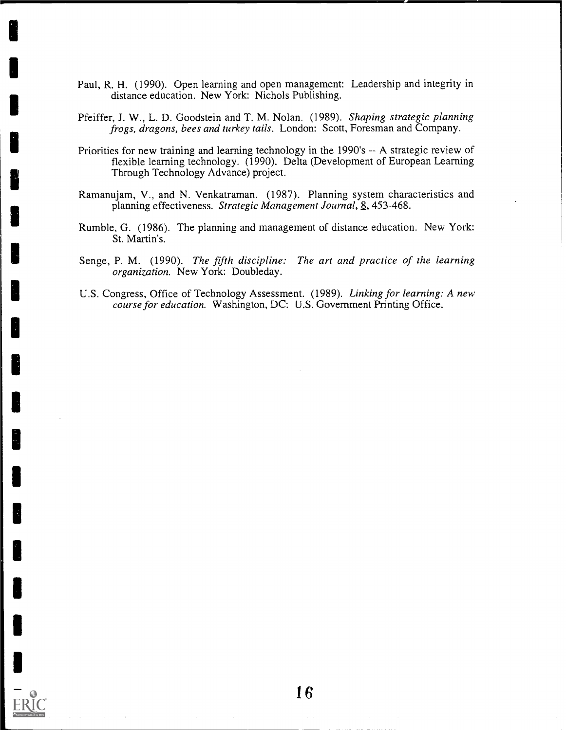Paul, R. H. (1990). Open learning and open management: Leadership and integrity in distance education. New York: Nichols Publishing.

Pfeiffer, J. W., L. D. Goodstein and T. M. Nolan. (1989). *Shaping strategic planning frogs, dragons, bees and turkey tails.* London: Scott, Foresman and Company.

Priorities for new training and learning technology in the 1990's -- A strategic review of flexible learning technology. (1990). Delta (Development of European Learning Through Technology Advance) project.

Ramanujam, V., and N. Venkatraman. (1987). Planning system characteristics and planning effectiveness. *Strategic Management Journal*, 8, 453-468.

Rumble, G. (1986). The planning and management of distance education. New York: St. Martin's.

Senge, P. M. (1990). *The fifth discipline: The art and practice of the learning organization.* New York: Doubleday.

U.S. Congress, Office of Technology Assessment. (1989). *Linking for learning: A new course for education.* Washington, DC: U.S. Government Printing Office.